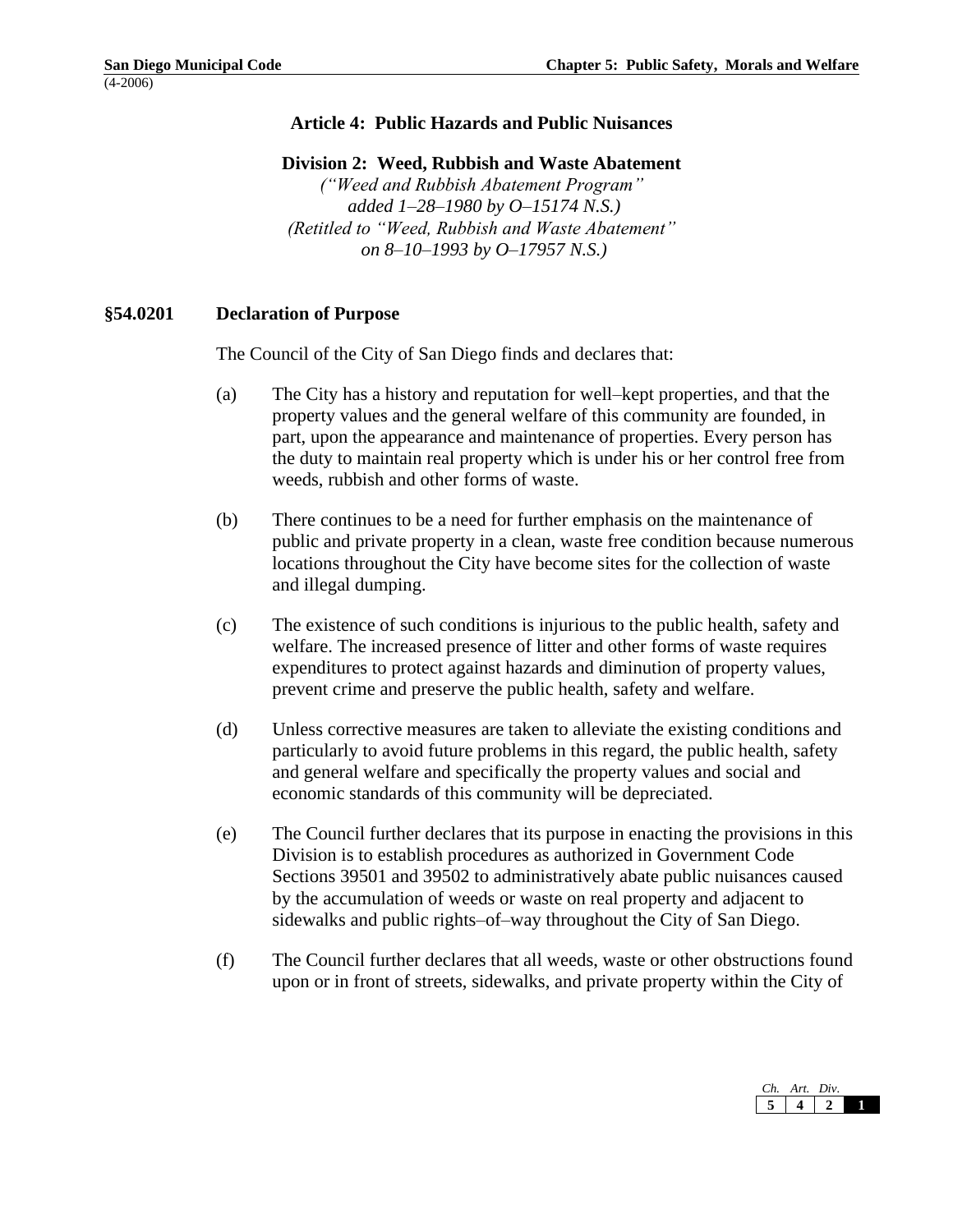## Article 4: Public Hazards and Public Nuisances

### Division 2: Weed, Rubbish and Waste Abatement

*(“Weed and Rubbish Abatement Program” added 1–28–1980 by O–15174 N.S.)*
*(Retitled to “Weed, Rubbish and Waste Abatement” on 8–10–1993 by O–17957 N.S.)*

**§54.0201 Declaration of Purpose**

The Council of the City of San Diego finds and declares that:

(a) The City has a history and reputation for well–kept properties, and that the property values and the general welfare of this community are founded, in part, upon the appearance and maintenance of properties. Every person has the duty to maintain real property which is under his or her control free from weeds, rubbish and other forms of waste.

(b) There continues to be a need for further emphasis on the maintenance of public and private property in a clean, waste free condition because numerous locations throughout the City have become sites for the collection of waste and illegal dumping.

(c) The existence of such conditions is injurious to the public health, safety and welfare. The increased presence of litter and other forms of waste requires expenditures to protect against hazards and diminution of property values, prevent crime and preserve the public health, safety and welfare.

(d) Unless corrective measures are taken to alleviate the existing conditions and particularly to avoid future problems in this regard, the public health, safety and general welfare and specifically the property values and social and economic standards of this community will be depreciated.

(e) The Council further declares that its purpose in enacting the provisions in this Division is to establish procedures as authorized in Government Code Sections 39501 and 39502 to administratively abate public nuisances caused by the accumulation of weeds or waste on real property and adjacent to sidewalks and public rights–of–way throughout the City of San Diego.

(f) The Council further declares that all weeds, waste or other obstructions found upon or in front of streets, sidewalks, and private property within the City of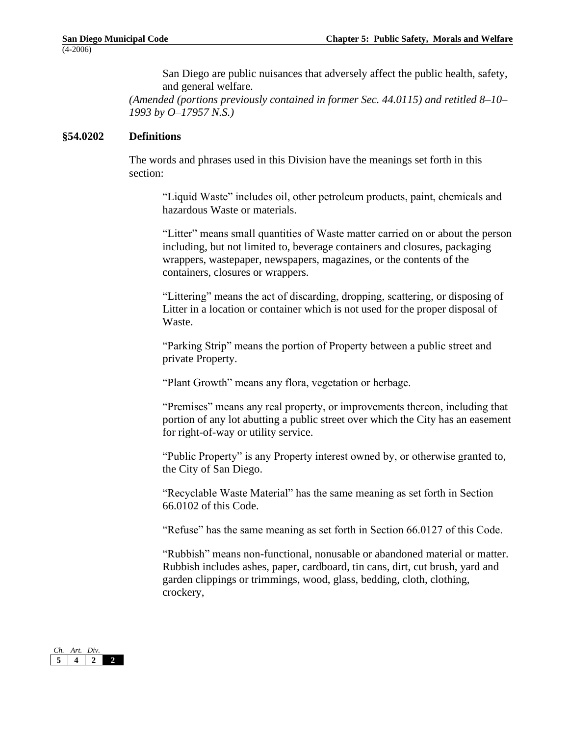San Diego are public nuisances that adversely affect the public health, safety, and general welfare.

*(Amended (portions previously contained in former Sec. 44.0115) and retitled 8–10–1993 by O–17957 N.S.)*

## §54.0202 Definitions

The words and phrases used in this Division have the meanings set forth in this section:

"Liquid Waste" includes oil, other petroleum products, paint, chemicals and hazardous Waste or materials.

"Litter" means small quantities of Waste matter carried on or about the person including, but not limited to, beverage containers and closures, packaging wrappers, wastepaper, newspapers, magazines, or the contents of the containers, closures or wrappers.

"Littering" means the act of discarding, dropping, scattering, or disposing of Litter in a location or container which is not used for the proper disposal of Waste.

"Parking Strip" means the portion of Property between a public street and private Property.

"Plant Growth" means any flora, vegetation or herbage.

"Premises" means any real property, or improvements thereon, including that portion of any lot abutting a public street over which the City has an easement for right-of-way or utility service.

"Public Property" is any Property interest owned by, or otherwise granted to, the City of San Diego.

"Recyclable Waste Material" has the same meaning as set forth in Section 66.0102 of this Code.

"Refuse" has the same meaning as set forth in Section 66.0127 of this Code.

"Rubbish" means non-functional, nonusable or abandoned material or matter. Rubbish includes ashes, paper, cardboard, tin cans, dirt, cut brush, yard and garden clippings or trimmings, wood, glass, bedding, cloth, clothing, crockery,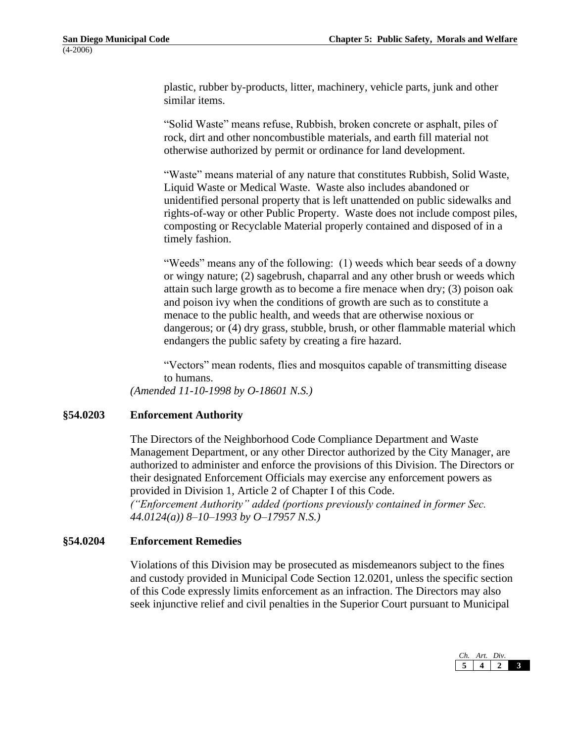plastic, rubber by-products, litter, machinery, vehicle parts, junk and other similar items.

"Solid Waste" means refuse, Rubbish, broken concrete or asphalt, piles of rock, dirt and other noncombustible materials, and earth fill material not otherwise authorized by permit or ordinance for land development.

"Waste" means material of any nature that constitutes Rubbish, Solid Waste, Liquid Waste or Medical Waste. Waste also includes abandoned or unidentified personal property that is left unattended on public sidewalks and rights-of-way or other Public Property. Waste does not include compost piles, composting or Recyclable Material properly contained and disposed of in a timely fashion.

"Weeds" means any of the following: (1) weeds which bear seeds of a downy or wingy nature; (2) sagebrush, chaparral and any other brush or weeds which attain such large growth as to become a fire menace when dry; (3) poison oak and poison ivy when the conditions of growth are such as to constitute a menace to the public health, and weeds that are otherwise noxious or dangerous; or (4) dry grass, stubble, brush, or other flammable material which endangers the public safety by creating a fire hazard.

"Vectors" mean rodents, flies and mosquitos capable of transmitting disease to humans.

*(Amended 11-10-1998 by O-18601 N.S.)*

### §54.0203 Enforcement Authority

The Directors of the Neighborhood Code Compliance Department and Waste Management Department, or any other Director authorized by the City Manager, are authorized to administer and enforce the provisions of this Division. The Directors or their designated Enforcement Officials may exercise any enforcement powers as provided in Division 1, Article 2 of Chapter I of this Code.

*("Enforcement Authority" added (portions previously contained in former Sec. 44.0124(a)) 8–10–1993 by O–17957 N.S.)*

### §54.0204 Enforcement Remedies

Violations of this Division may be prosecuted as misdemeanors subject to the fines and custody provided in Municipal Code Section 12.0201, unless the specific section of this Code expressly limits enforcement as an infraction. The Directors may also seek injunctive relief and civil penalties in the Superior Court pursuant to Municipal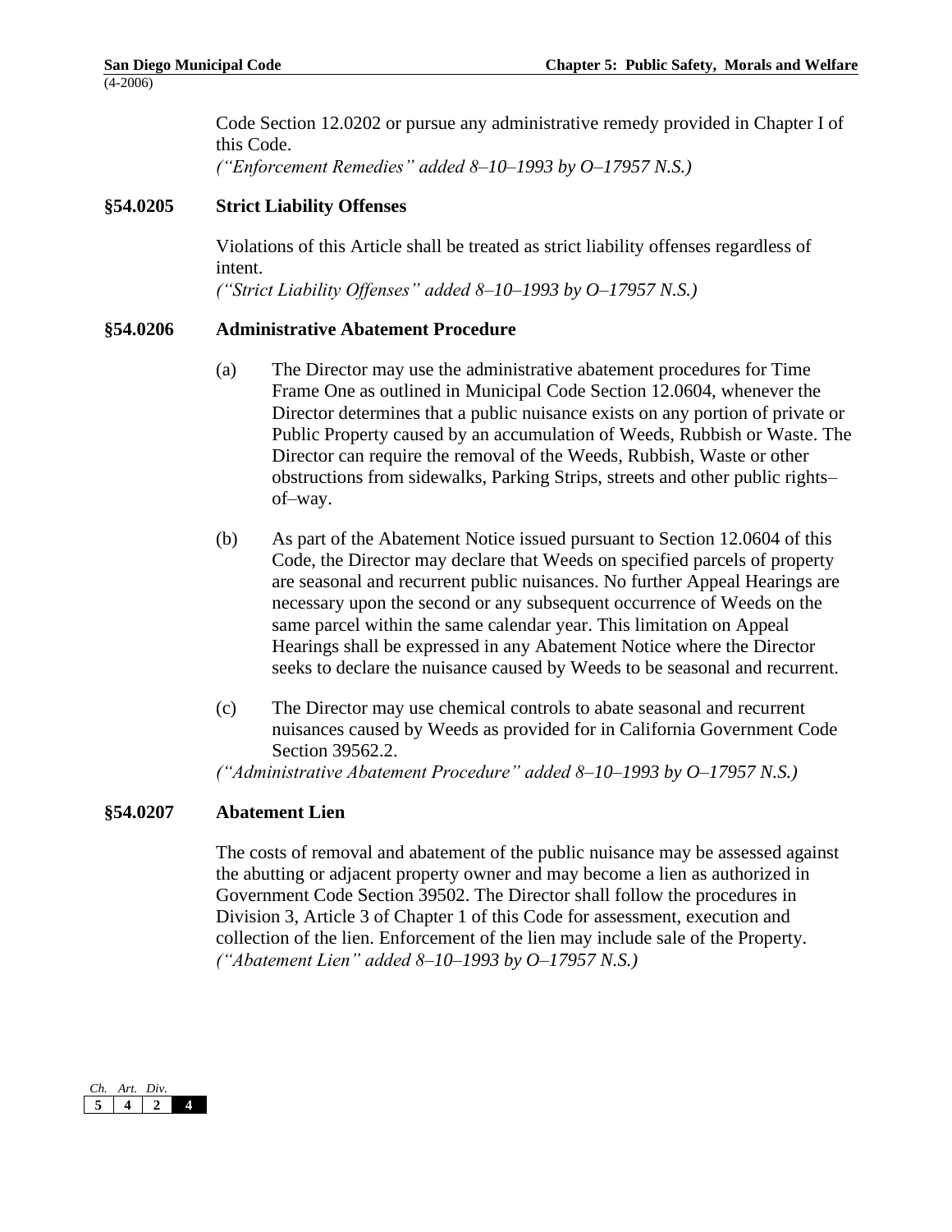Code Section 12.0202 or pursue any administrative remedy provided in Chapter I of this Code.
*("Enforcement Remedies" added 8–10–1993 by O–17957 N.S.)*

### §54.0205 Strict Liability Offenses

Violations of this Article shall be treated as strict liability offenses regardless of intent.
*("Strict Liability Offenses" added 8–10–1993 by O–17957 N.S.)*

### §54.0206 Administrative Abatement Procedure

(a) The Director may use the administrative abatement procedures for Time Frame One as outlined in Municipal Code Section 12.0604, whenever the Director determines that a public nuisance exists on any portion of private or Public Property caused by an accumulation of Weeds, Rubbish or Waste. The Director can require the removal of the Weeds, Rubbish, Waste or other obstructions from sidewalks, Parking Strips, streets and other public rights–of–way.

(b) As part of the Abatement Notice issued pursuant to Section 12.0604 of this Code, the Director may declare that Weeds on specified parcels of property are seasonal and recurrent public nuisances. No further Appeal Hearings are necessary upon the second or any subsequent occurrence of Weeds on the same parcel within the same calendar year. This limitation on Appeal Hearings shall be expressed in any Abatement Notice where the Director seeks to declare the nuisance caused by Weeds to be seasonal and recurrent.

(c) The Director may use chemical controls to abate seasonal and recurrent nuisances caused by Weeds as provided for in California Government Code Section 39562.2.

*("Administrative Abatement Procedure" added 8–10–1993 by O–17957 N.S.)*

### §54.0207 Abatement Lien

The costs of removal and abatement of the public nuisance may be assessed against the abutting or adjacent property owner and may become a lien as authorized in Government Code Section 39502. The Director shall follow the procedures in Division 3, Article 3 of Chapter 1 of this Code for assessment, execution and collection of the lien. Enforcement of the lien may include sale of the Property.
*("Abatement Lien" added 8–10–1993 by O–17957 N.S.)*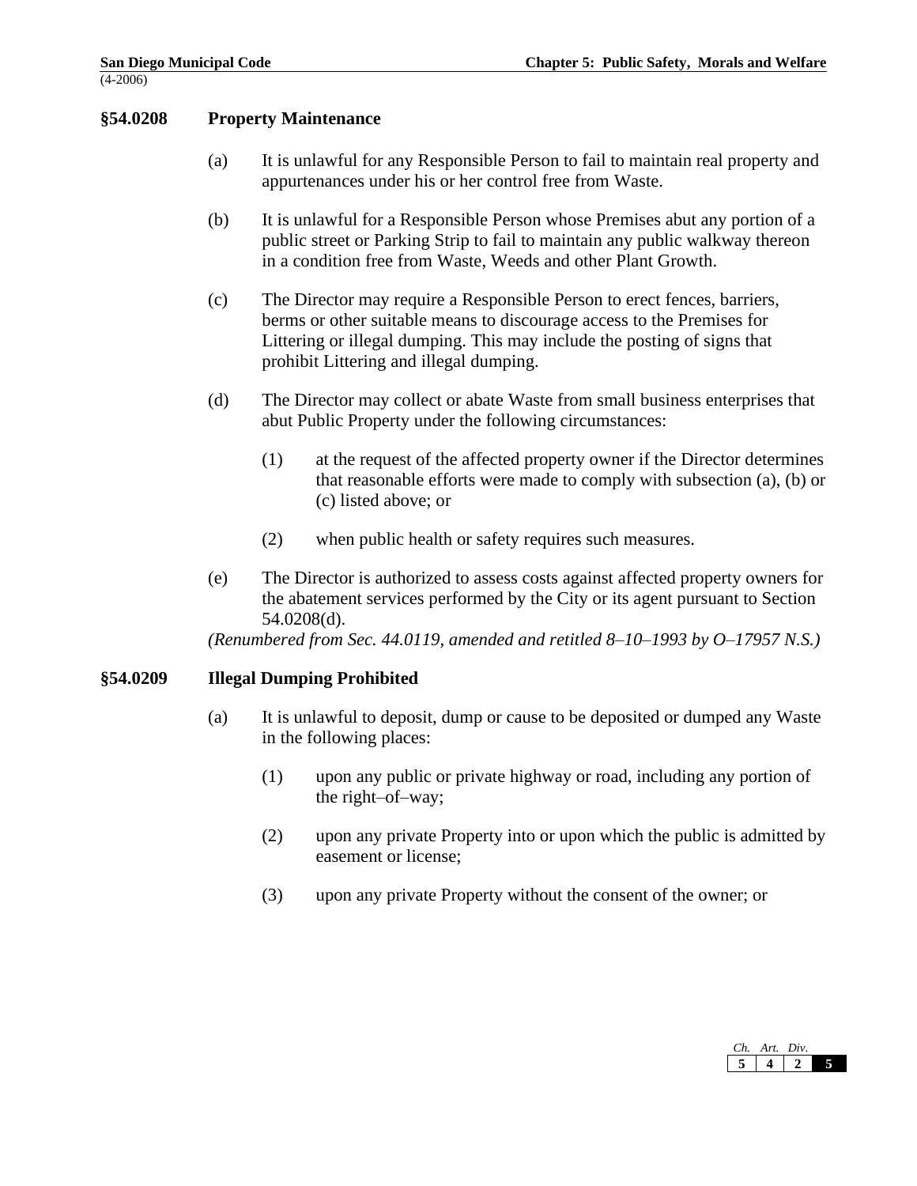## §54.0208 Property Maintenance

(a) It is unlawful for any Responsible Person to fail to maintain real property and appurtenances under his or her control free from Waste.

(b) It is unlawful for a Responsible Person whose Premises abut any portion of a public street or Parking Strip to fail to maintain any public walkway thereon in a condition free from Waste, Weeds and other Plant Growth.

(c) The Director may require a Responsible Person to erect fences, barriers, berms or other suitable means to discourage access to the Premises for Littering or illegal dumping. This may include the posting of signs that prohibit Littering and illegal dumping.

(d) The Director may collect or abate Waste from small business enterprises that abut Public Property under the following circumstances:

(1) at the request of the affected property owner if the Director determines that reasonable efforts were made to comply with subsection (a), (b) or (c) listed above; or

(2) when public health or safety requires such measures.

(e) The Director is authorized to assess costs against affected property owners for the abatement services performed by the City or its agent pursuant to Section 54.0208(d).

*(Renumbered from Sec. 44.0119, amended and retitled 8–10–1993 by O–17957 N.S.)*

## §54.0209 Illegal Dumping Prohibited

(a) It is unlawful to deposit, dump or cause to be deposited or dumped any Waste in the following places:

(1) upon any public or private highway or road, including any portion of the right–of–way;

(2) upon any private Property into or upon which the public is admitted by easement or license;

(3) upon any private Property without the consent of the owner; or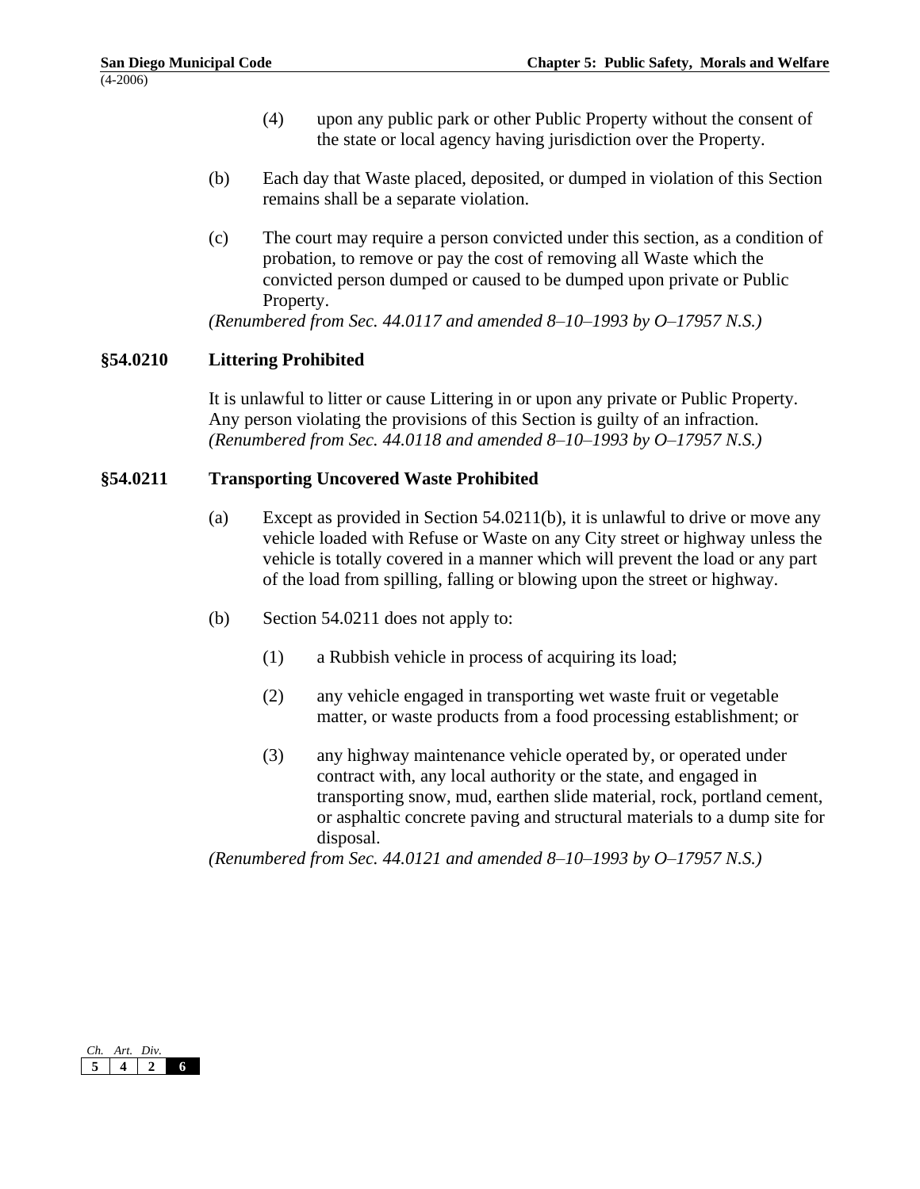(4) upon any public park or other Public Property without the consent of the state or local agency having jurisdiction over the Property.

(b) Each day that Waste placed, deposited, or dumped in violation of this Section remains shall be a separate violation.

(c) The court may require a person convicted under this section, as a condition of probation, to remove or pay the cost of removing all Waste which the convicted person dumped or caused to be dumped upon private or Public Property.

*(Renumbered from Sec. 44.0117 and amended 8–10–1993 by O–17957 N.S.)*

## §54.0210 Littering Prohibited

It is unlawful to litter or cause Littering in or upon any private or Public Property. Any person violating the provisions of this Section is guilty of an infraction.
*(Renumbered from Sec. 44.0118 and amended 8–10–1993 by O–17957 N.S.)*

## §54.0211 Transporting Uncovered Waste Prohibited

(a) Except as provided in Section 54.0211(b), it is unlawful to drive or move any vehicle loaded with Refuse or Waste on any City street or highway unless the vehicle is totally covered in a manner which will prevent the load or any part of the load from spilling, falling or blowing upon the street or highway.

(b) Section 54.0211 does not apply to:

(1) a Rubbish vehicle in process of acquiring its load;

(2) any vehicle engaged in transporting wet waste fruit or vegetable matter, or waste products from a food processing establishment; or

(3) any highway maintenance vehicle operated by, or operated under contract with, any local authority or the state, and engaged in transporting snow, mud, earthen slide material, rock, portland cement, or asphaltic concrete paving and structural materials to a dump site for disposal.

*(Renumbered from Sec. 44.0121 and amended 8–10–1993 by O–17957 N.S.)*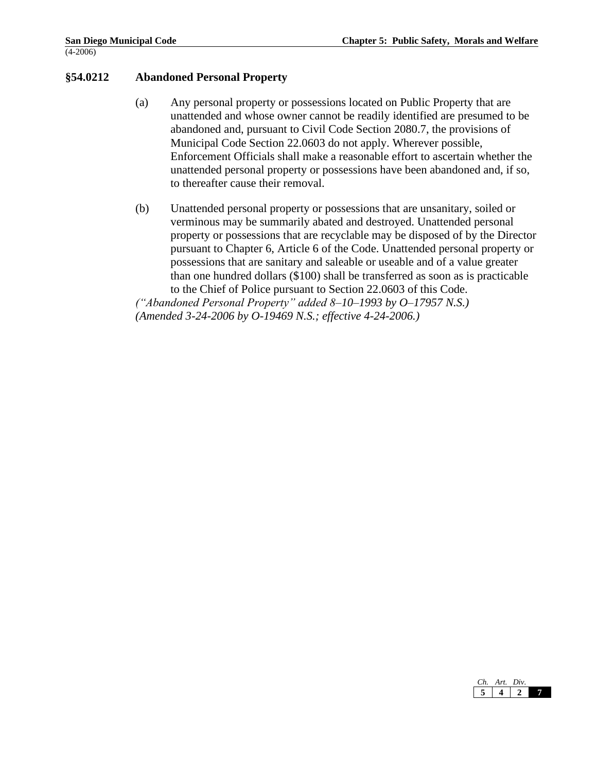## §54.0212 Abandoned Personal Property

(a) Any personal property or possessions located on Public Property that are unattended and whose owner cannot be readily identified are presumed to be abandoned and, pursuant to Civil Code Section 2080.7, the provisions of Municipal Code Section 22.0603 do not apply. Wherever possible, Enforcement Officials shall make a reasonable effort to ascertain whether the unattended personal property or possessions have been abandoned and, if so, to thereafter cause their removal.

(b) Unattended personal property or possessions that are unsanitary, soiled or verminous may be summarily abated and destroyed. Unattended personal property or possessions that are recyclable may be disposed of by the Director pursuant to Chapter 6, Article 6 of the Code. Unattended personal property or possessions that are sanitary and saleable or useable and of a value greater than one hundred dollars ($100) shall be transferred as soon as is practicable to the Chief of Police pursuant to Section 22.0603 of this Code.

*("Abandoned Personal Property" added 8–10–1993 by O–17957 N.S.)*
*(Amended 3-24-2006 by O-19469 N.S.; effective 4-24-2006.)*